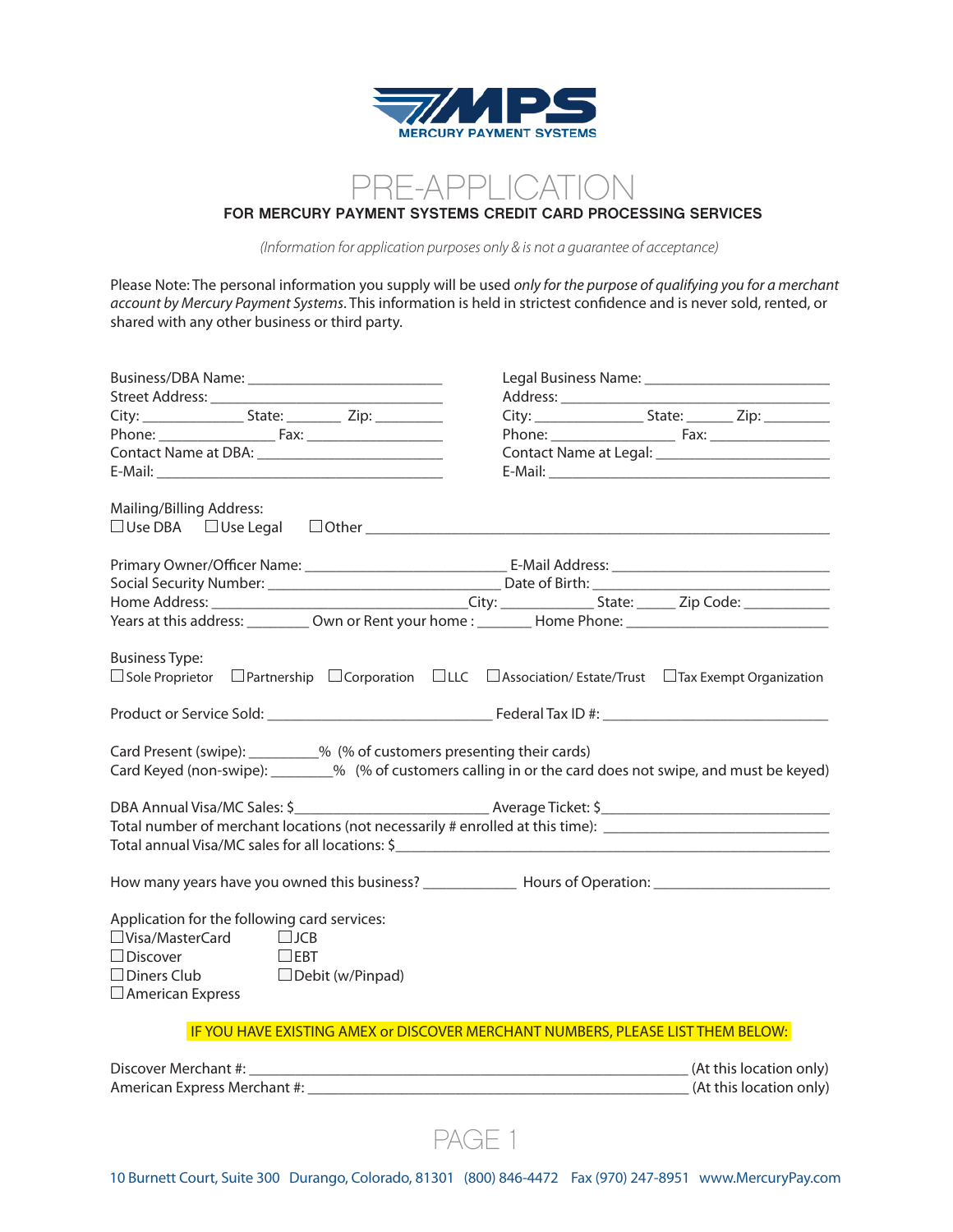MPS
MERCURY PAYMENT SYSTEMS

# PRE-APPLICATION

## FOR MERCURY PAYMENT SYSTEMS CREDIT CARD PROCESSING SERVICES

*(Information for application purposes only & is not a guarantee of acceptance)*

Please Note: The personal information you supply will be used *only for the purpose of qualifying you for a merchant account by Mercury Payment Systems*. This information is held in strictest confidence and is never sold, rented, or shared with any other business or third party.

Business/DBA Name: ________________________
Street Address: ________________________
City: ____________ State: _______ Zip: ________
Phone: ______________ Fax: ________________
Contact Name at DBA: ______________________
E-Mail: ________________________________

Legal Business Name: ______________________
Address: ________________________________
City: _____________ State: ______ Zip: ________
Phone: ______________ Fax: _______________
Contact Name at Legal: _____________________
E-Mail: ________________________________

Mailing/Billing Address:
☐ Use DBA ☐ Use Legal ☐ Other ________________________________________________

Primary Owner/Officer Name: ________________________ E-Mail Address: __________________________
Social Security Number: ___________________________ Date of Birth: ____________________________
Home Address: ________________________________City: ____________ State: _____ Zip Code: ___________
Years at this address: ________ Own or Rent your home : _______ Home Phone: _________________________

Business Type:
☐ Sole Proprietor ☐ Partnership ☐ Corporation ☐ LLC ☐ Association/ Estate/Trust ☐ Tax Exempt Organization

Product or Service Sold: ___________________________ Federal Tax ID #: ___________________________

Card Present (swipe): _________% (% of customers presenting their cards)
Card Keyed (non-swipe): ________% (% of customers calling in or the card does not swipe, and must be keyed)

DBA Annual Visa/MC Sales: $_______________________ Average Ticket: $___________________________
Total number of merchant locations (not necessarily # enrolled at this time): ___________________________
Total annual Visa/MC sales for all locations: $____________________________________________________

How many years have you owned this business? ____________ Hours of Operation: _______________________

Application for the following card services:

☐ Visa/MasterCard ☐ JCB
☐ Discover ☐ EBT
☐ Diners Club ☐ Debit (w/Pinpad)
☐ American Express

**IF YOU HAVE EXISTING AMEX or DISCOVER MERCHANT NUMBERS, PLEASE LIST THEM BELOW:**

Discover Merchant #: _______________________________________________________ (At this location only)
American Express Merchant #: ________________________________________________ (At this location only)

PAGE 1

10 Burnett Court, Suite 300 Durango, Colorado, 81301 (800) 846-4472 Fax (970) 247-8951 www.MercuryPay.com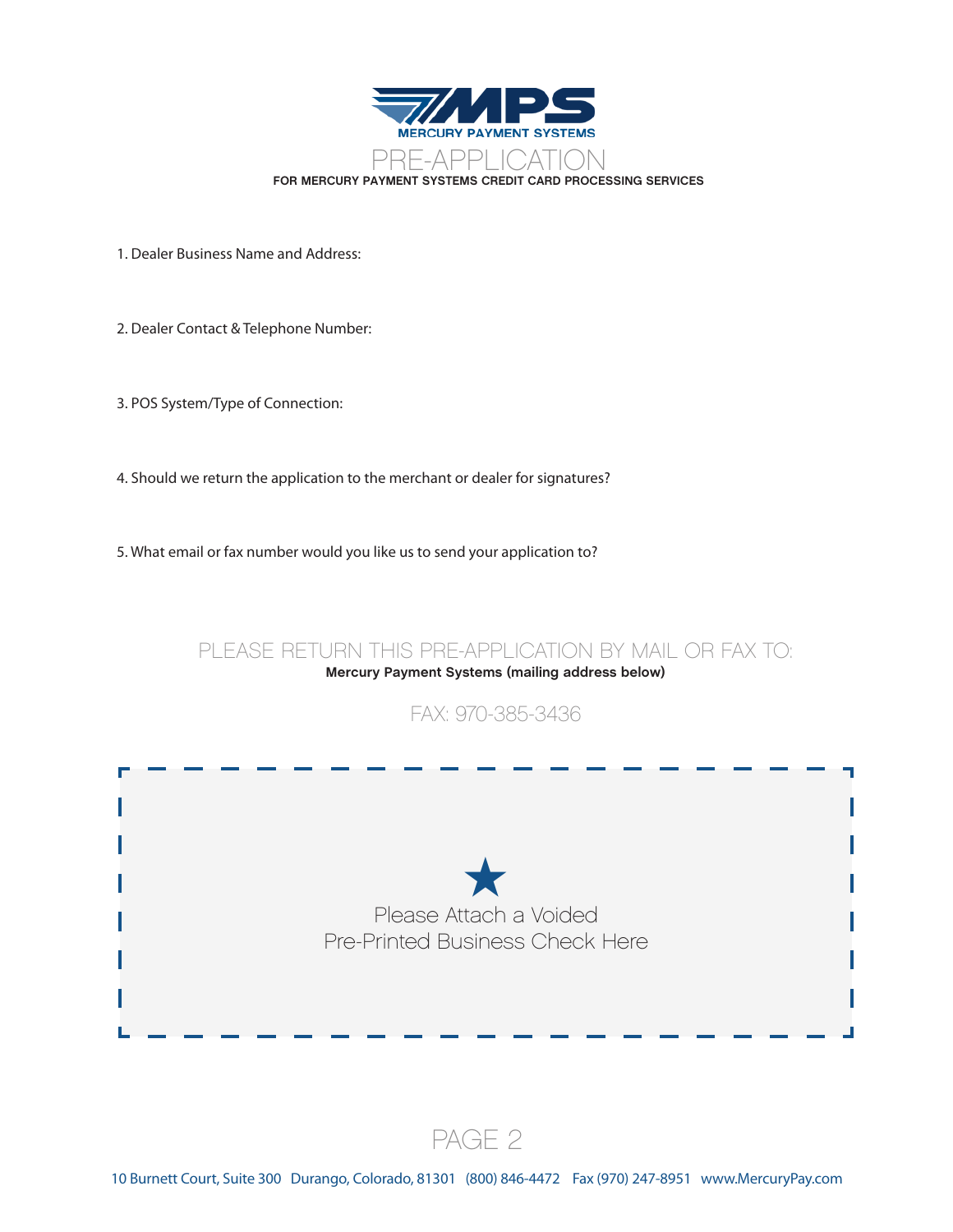MPS
MERCURY PAYMENT SYSTEMS

# PRE-APPLICATION

**FOR MERCURY PAYMENT SYSTEMS CREDIT CARD PROCESSING SERVICES**

1. Dealer Business Name and Address:

2. Dealer Contact & Telephone Number:

3. POS System/Type of Connection:

4. Should we return the application to the merchant or dealer for signatures?

5. What email or fax number would you like us to send your application to?

## PLEASE RETURN THIS PRE-APPLICATION BY MAIL OR FAX TO:

**Mercury Payment Systems (mailing address below)**

FAX: 970-385-3436

★

Please Attach a Voided
Pre-Printed Business Check Here

10 Burnett Court, Suite 300 Durango, Colorado, 81301 (800) 846-4472 Fax (970) 247-8951 www.MercuryPay.com